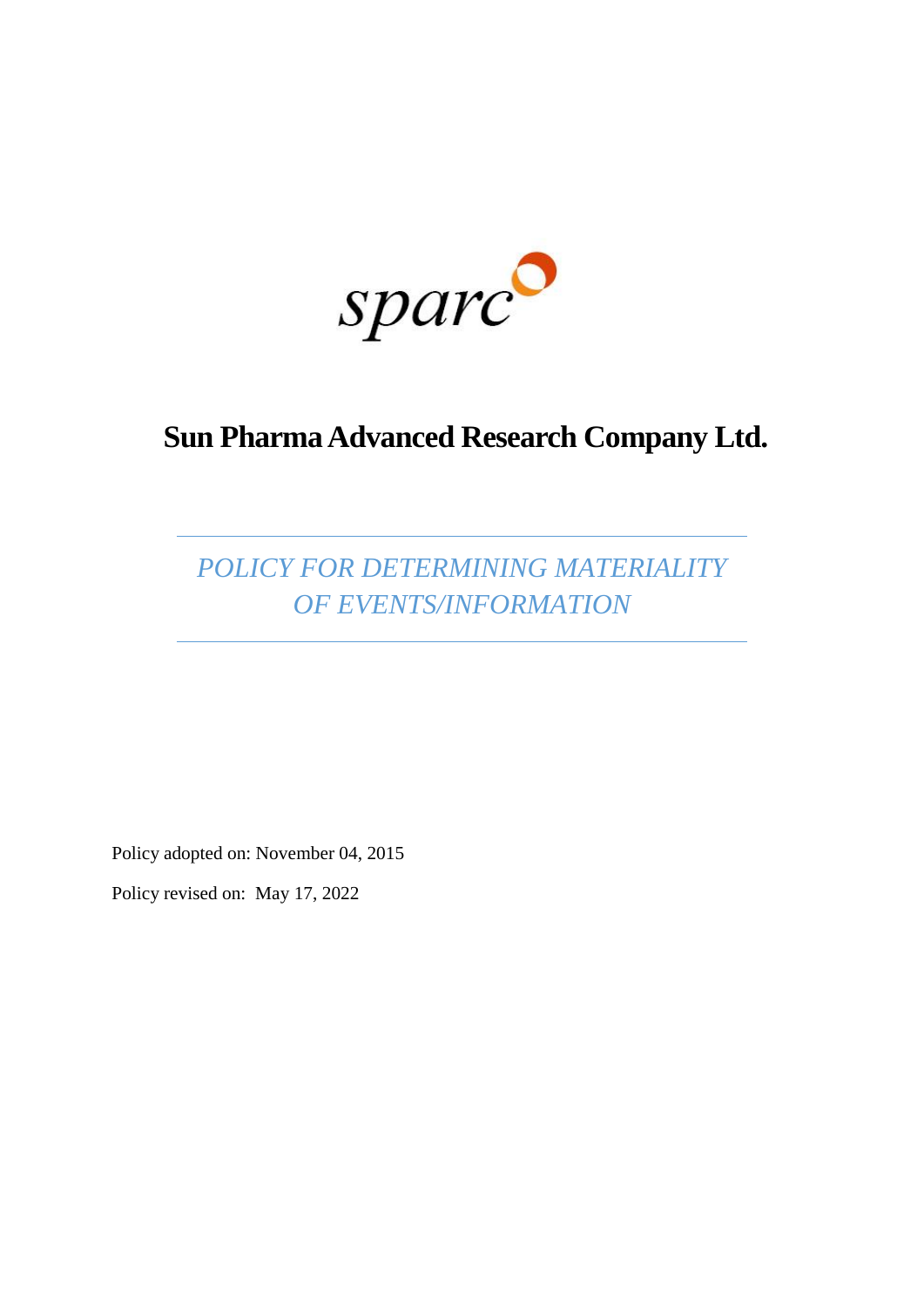sparc

# Sun Pharma Advanced Research Company Ltd.

## *POLICY FOR DETERMINING MATERIALITY OF EVENTS/INFORMATION*

Policy adopted on: November 04, 2015

Policy revised on: May 17, 2022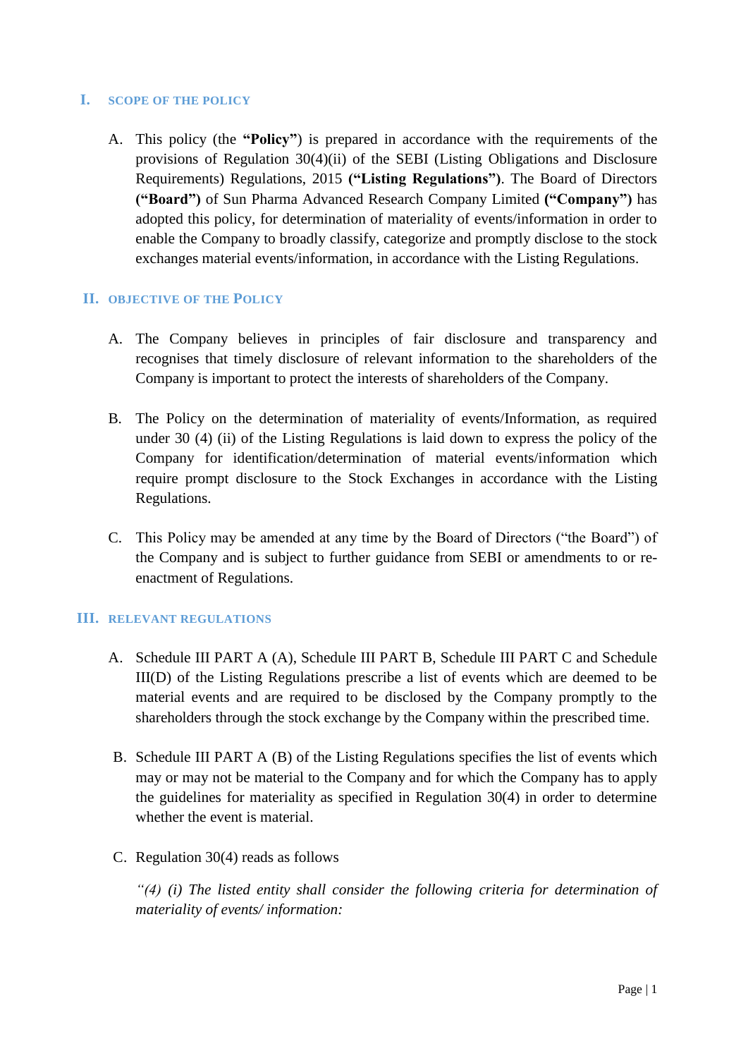## I. SCOPE OF THE POLICY

A. This policy (the **"Policy"**) is prepared in accordance with the requirements of the provisions of Regulation 30(4)(ii) of the SEBI (Listing Obligations and Disclosure Requirements) Regulations, 2015 **("Listing Regulations")**. The Board of Directors **("Board")** of Sun Pharma Advanced Research Company Limited **("Company")** has adopted this policy, for determination of materiality of events/information in order to enable the Company to broadly classify, categorize and promptly disclose to the stock exchanges material events/information, in accordance with the Listing Regulations.

## II. OBJECTIVE OF THE POLICY

A. The Company believes in principles of fair disclosure and transparency and recognises that timely disclosure of relevant information to the shareholders of the Company is important to protect the interests of shareholders of the Company.

B. The Policy on the determination of materiality of events/Information, as required under 30 (4) (ii) of the Listing Regulations is laid down to express the policy of the Company for identification/determination of material events/information which require prompt disclosure to the Stock Exchanges in accordance with the Listing Regulations.

C. This Policy may be amended at any time by the Board of Directors ("the Board") of the Company and is subject to further guidance from SEBI or amendments to or re-enactment of Regulations.

## III. RELEVANT REGULATIONS

A. Schedule III PART A (A), Schedule III PART B, Schedule III PART C and Schedule III(D) of the Listing Regulations prescribe a list of events which are deemed to be material events and are required to be disclosed by the Company promptly to the shareholders through the stock exchange by the Company within the prescribed time.

B. Schedule III PART A (B) of the Listing Regulations specifies the list of events which may or may not be material to the Company and for which the Company has to apply the guidelines for materiality as specified in Regulation 30(4) in order to determine whether the event is material.

C. Regulation 30(4) reads as follows

*"(4) (i) The listed entity shall consider the following criteria for determination of materiality of events/ information:*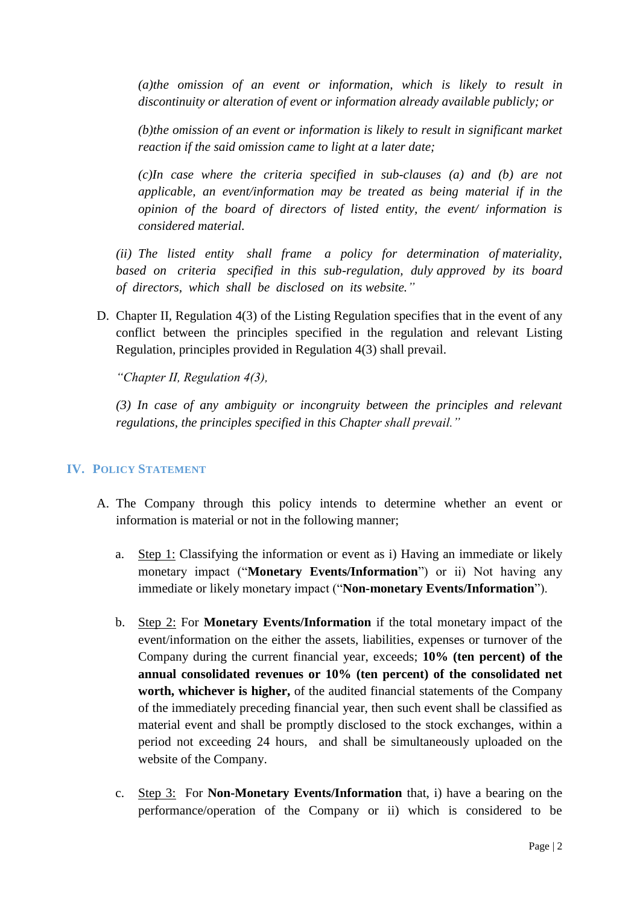*(a)the omission of an event or information, which is likely to result in discontinuity or alteration of event or information already available publicly; or*

*(b)the omission of an event or information is likely to result in significant market reaction if the said omission came to light at a later date;*

*(c)In case where the criteria specified in sub-clauses (a) and (b) are not applicable, an event/information may be treated as being material if in the opinion of the board of directors of listed entity, the event/ information is considered material.*

*(ii) The listed entity shall frame a policy for determination of materiality, based on criteria specified in this sub-regulation, duly approved by its board of directors, which shall be disclosed on its website."*

D. Chapter II, Regulation 4(3) of the Listing Regulation specifies that in the event of any conflict between the principles specified in the regulation and relevant Listing Regulation, principles provided in Regulation 4(3) shall prevail.

*"Chapter II, Regulation 4(3),*

*(3) In case of any ambiguity or incongruity between the principles and relevant regulations, the principles specified in this Chapter shall prevail."*

## IV. POLICY STATEMENT

A. The Company through this policy intends to determine whether an event or information is material or not in the following manner;

   a. Step 1: Classifying the information or event as i) Having an immediate or likely monetary impact ("**Monetary Events/Information**") or ii) Not having any immediate or likely monetary impact ("**Non-monetary Events/Information**").

   b. Step 2: For **Monetary Events/Information** if the total monetary impact of the event/information on the either the assets, liabilities, expenses or turnover of the Company during the current financial year, exceeds; **10% (ten percent) of the annual consolidated revenues or 10% (ten percent) of the consolidated net worth, whichever is higher,** of the audited financial statements of the Company of the immediately preceding financial year, then such event shall be classified as material event and shall be promptly disclosed to the stock exchanges, within a period not exceeding 24 hours, and shall be simultaneously uploaded on the website of the Company.

   c. Step 3: For **Non-Monetary Events/Information** that, i) have a bearing on the performance/operation of the Company or ii) which is considered to be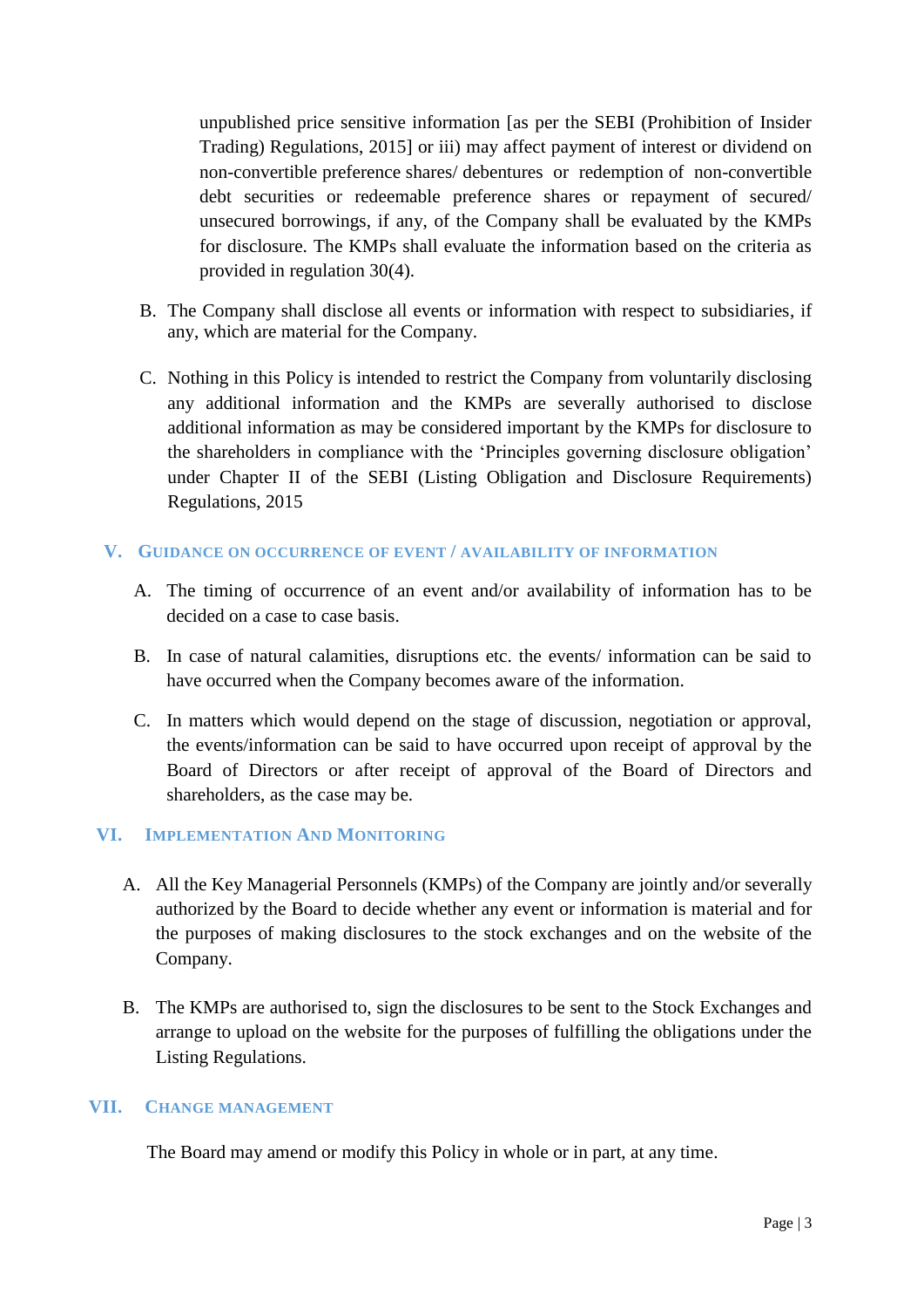unpublished price sensitive information [as per the SEBI (Prohibition of Insider Trading) Regulations, 2015] or iii) may affect payment of interest or dividend on non-convertible preference shares/ debentures or redemption of non-convertible debt securities or redeemable preference shares or repayment of secured/ unsecured borrowings, if any, of the Company shall be evaluated by the KMPs for disclosure. The KMPs shall evaluate the information based on the criteria as provided in regulation 30(4).

B. The Company shall disclose all events or information with respect to subsidiaries, if any, which are material for the Company.

C. Nothing in this Policy is intended to restrict the Company from voluntarily disclosing any additional information and the KMPs are severally authorised to disclose additional information as may be considered important by the KMPs for disclosure to the shareholders in compliance with the 'Principles governing disclosure obligation' under Chapter II of the SEBI (Listing Obligation and Disclosure Requirements) Regulations, 2015

## V. GUIDANCE ON OCCURRENCE OF EVENT / AVAILABILITY OF INFORMATION

A. The timing of occurrence of an event and/or availability of information has to be decided on a case to case basis.

B. In case of natural calamities, disruptions etc. the events/ information can be said to have occurred when the Company becomes aware of the information.

C. In matters which would depend on the stage of discussion, negotiation or approval, the events/information can be said to have occurred upon receipt of approval by the Board of Directors or after receipt of approval of the Board of Directors and shareholders, as the case may be.

## VI. IMPLEMENTATION AND MONITORING

A. All the Key Managerial Personnels (KMPs) of the Company are jointly and/or severally authorized by the Board to decide whether any event or information is material and for the purposes of making disclosures to the stock exchanges and on the website of the Company.

B. The KMPs are authorised to, sign the disclosures to be sent to the Stock Exchanges and arrange to upload on the website for the purposes of fulfilling the obligations under the Listing Regulations.

## VII. CHANGE MANAGEMENT

The Board may amend or modify this Policy in whole or in part, at any time.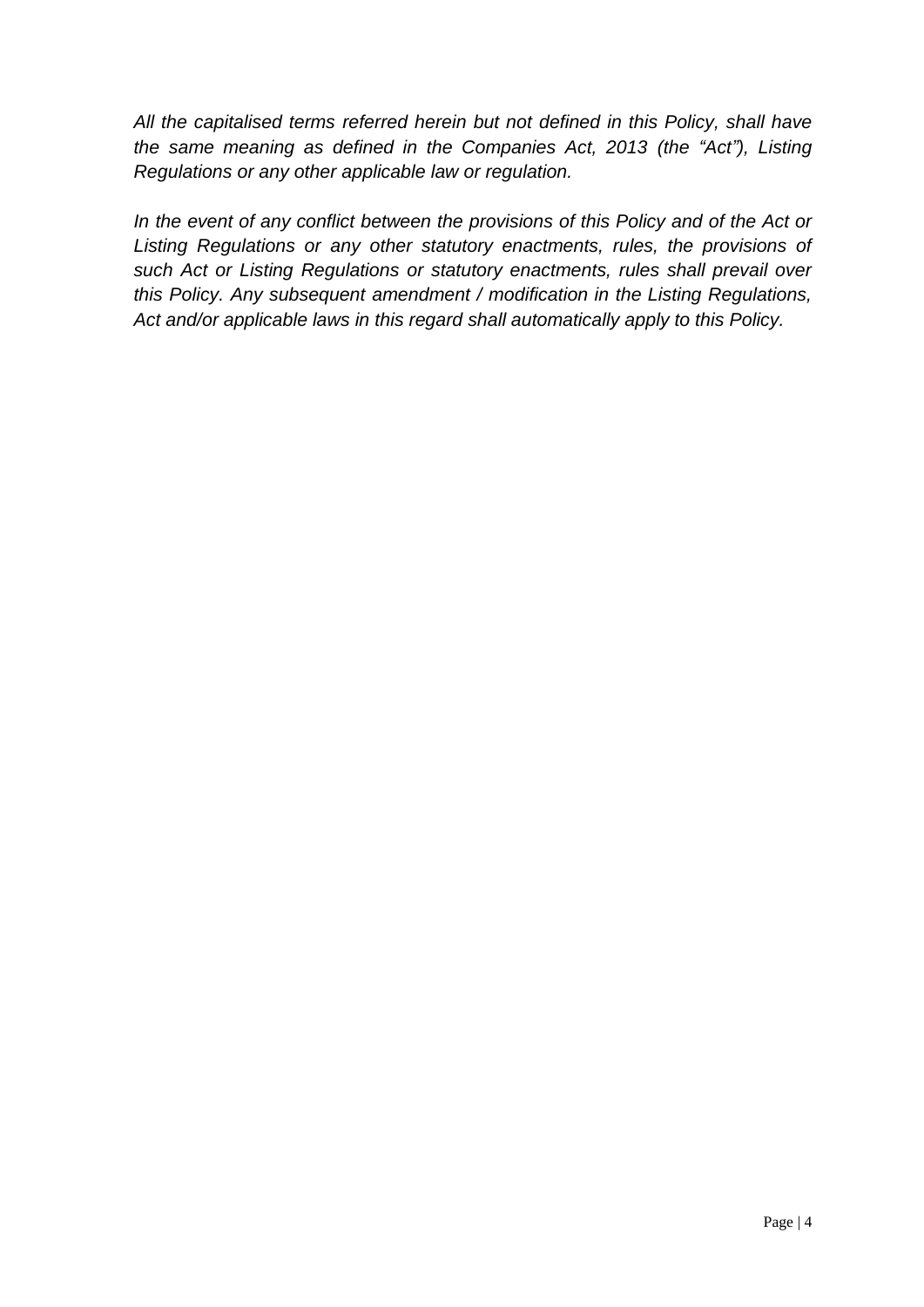*All the capitalised terms referred herein but not defined in this Policy, shall have the same meaning as defined in the Companies Act, 2013 (the "Act"), Listing Regulations or any other applicable law or regulation.*

*In the event of any conflict between the provisions of this Policy and of the Act or Listing Regulations or any other statutory enactments, rules, the provisions of such Act or Listing Regulations or statutory enactments, rules shall prevail over this Policy. Any subsequent amendment / modification in the Listing Regulations, Act and/or applicable laws in this regard shall automatically apply to this Policy.*